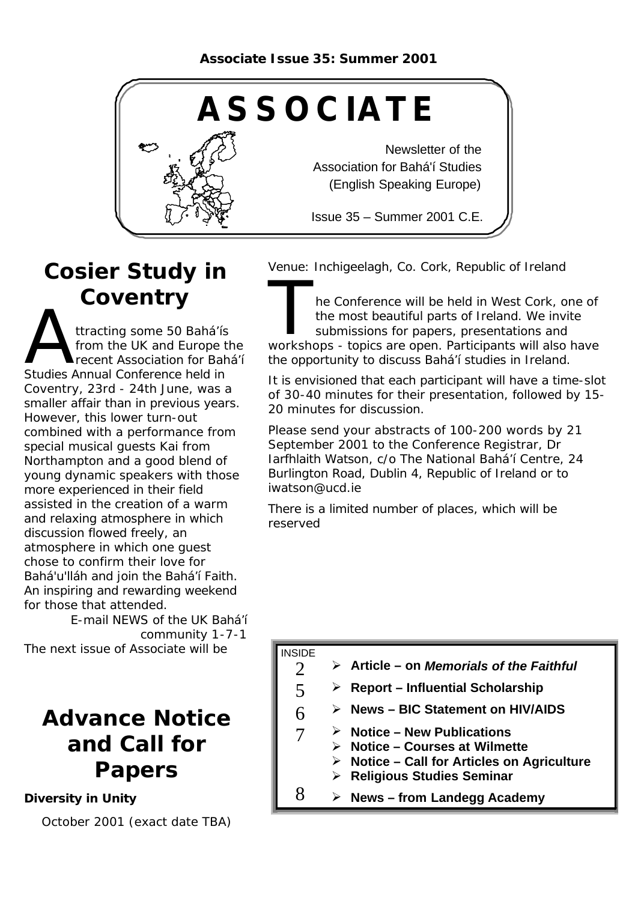**Associate Issue 35: Summer 2001**

# ASSOCIATE

Newsletter of the
Association for Bahá'í Studies
(English Speaking Europe)

Issue 35 – Summer 2001 C.E.

## Cosier Study in Coventry

Attracting some 50 Bahá'ís from the UK and Europe the recent Association for Bahá'í Studies Annual Conference held in Coventry, 23rd - 24th June, was a smaller affair than in previous years. However, this lower turn-out combined with a performance from special musical guests Kai from Northampton and a good blend of young dynamic speakers with those more experienced in their field assisted in the creation of a warm and relaxing atmosphere in which discussion flowed freely, an atmosphere in which one guest chose to confirm their love for Bahá'u'lláh and join the Bahá'í Faith. An inspiring and rewarding weekend for those that attended.

E-mail NEWS of the UK Bahá'í community 1-7-1

The next issue of Associate will be

## Advance Notice and Call for Papers

**Diversity in Unity**

October 2001 (exact date TBA)

Venue: Inchigeelagh, Co. Cork, Republic of Ireland

The Conference will be held in West Cork, one of the most beautiful parts of Ireland. We invite submissions for papers, presentations and workshops - topics are open. Participants will also have the opportunity to discuss Bahá'í studies in Ireland.

It is envisioned that each participant will have a time-slot of 30-40 minutes for their presentation, followed by 15-20 minutes for discussion.

Please send your abstracts of 100-200 words by 21 September 2001 to the Conference Registrar, Dr Iarfhlaith Watson, c/o The National Bahá'í Centre, 24 Burlington Road, Dublin 4, Republic of Ireland or to iwatson@ucd.ie

There is a limited number of places, which will be reserved

**INSIDE**

- 2 — **Article – on *Memorials of the Faithful***
- 5 — **Report – Influential Scholarship**
- 6 — **News – BIC Statement on HIV/AIDS**
- 7 — **Notice – New Publications**
  - **Notice – Courses at Wilmette**
  - **Notice – Call for Articles on Agriculture**
  - **Religious Studies Seminar**
- 8 — **News – from Landegg Academy**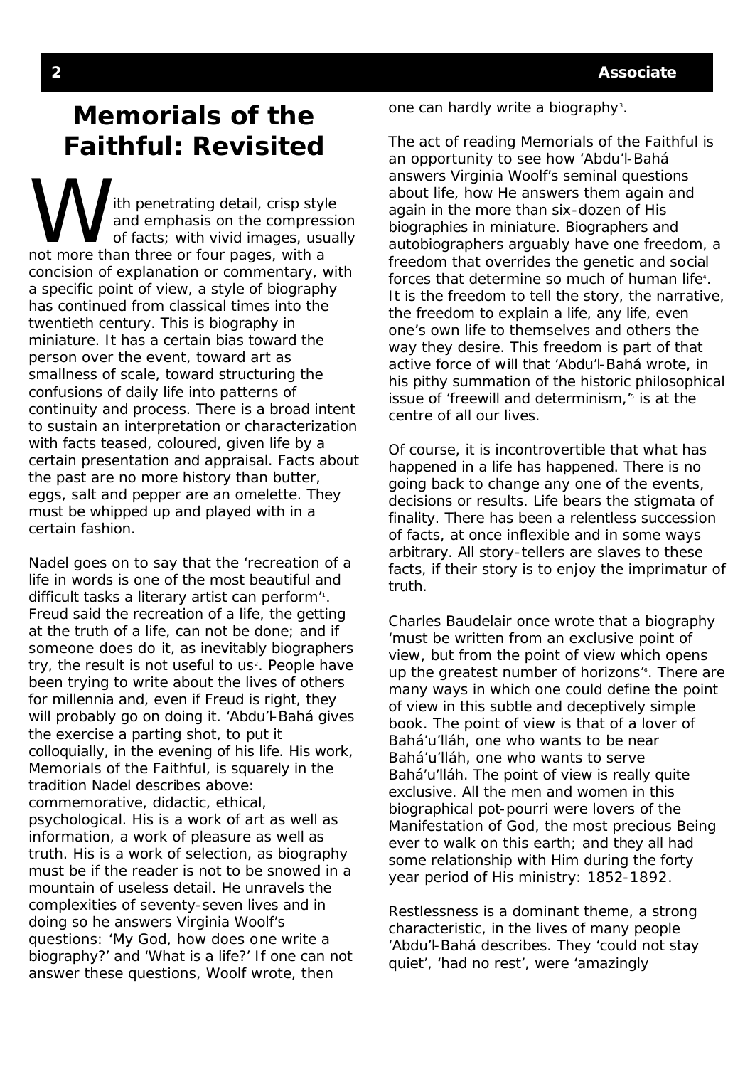# Memorials of the Faithful: Revisited

With penetrating detail, crisp style and emphasis on the compression of facts; with vivid images, usually not more than three or four pages, with a concision of explanation or commentary, with a specific point of view, a style of biography has continued from classical times into the twentieth century. This is biography in miniature. It has a certain bias toward the person over the event, toward art as smallness of scale, toward structuring the confusions of daily life into patterns of continuity and process. There is a broad intent to sustain an interpretation or characterization with facts teased, coloured, given life by a certain presentation and appraisal. Facts about the past are no more history than butter, eggs, salt and pepper are an omelette. They must be whipped up and played with in a certain fashion.

Nadel goes on to say that the 'recreation of a life in words is one of the most beautiful and difficult tasks a literary artist can perform'[1]. Freud said the recreation of a life, the getting at the truth of a life, can not be done; and if someone does do it, as inevitably biographers try, the result is not useful to us[2]. People have been trying to write about the lives of others for millennia and, even if Freud is right, they will probably go on doing it. 'Abdu'l-Bahá gives the exercise a parting shot, to put it colloquially, in the evening of his life. His work, Memorials of the Faithful, is squarely in the tradition Nadel describes above: commemorative, didactic, ethical, psychological. His is a work of art as well as information, a work of pleasure as well as truth. His is a work of selection, as biography must be if the reader is not to be snowed in a mountain of useless detail. He unravels the complexities of seventy-seven lives and in doing so he answers Virginia Woolf's questions: 'My God, how does one write a biography?' and 'What is a life?' If one can not answer these questions, Woolf wrote, then one can hardly write a biography[3].

The act of reading Memorials of the Faithful is an opportunity to see how 'Abdu'l-Bahá answers Virginia Woolf's seminal questions about life, how He answers them again and again in the more than six-dozen of His biographies in miniature. Biographers and autobiographers arguably have one freedom, a freedom that overrides the genetic and social forces that determine so much of human life[4]. It is the freedom to tell the story, the narrative, the freedom to explain a life, any life, even one's own life to themselves and others the way they desire. This freedom is part of that active force of will that 'Abdu'l-Bahá wrote, in his pithy summation of the historic philosophical issue of 'freewill and determinism,'[5] is at the centre of all our lives.

Of course, it is incontrovertible that what has happened in a life has happened. There is no going back to change any one of the events, decisions or results. Life bears the stigmata of finality. There has been a relentless succession of facts, at once inflexible and in some ways arbitrary. All story-tellers are slaves to these facts, if their story is to enjoy the imprimatur of truth.

Charles Baudelair once wrote that a biography 'must be written from an exclusive point of view, but from the point of view which opens up the greatest number of horizons'[6]. There are many ways in which one could define the point of view in this subtle and deceptively simple book. The point of view is that of a lover of Bahá'u'lláh, one who wants to be near Bahá'u'lláh, one who wants to serve Bahá'u'lláh. The point of view is really quite exclusive. All the men and women in this biographical pot-pourri were lovers of the Manifestation of God, the most precious Being ever to walk on this earth; and they all had some relationship with Him during the forty year period of His ministry: 1852-1892.

Restlessness is a dominant theme, a strong characteristic, in the lives of many people 'Abdu'l-Bahá describes. They 'could not stay quiet', 'had no rest', were 'amazingly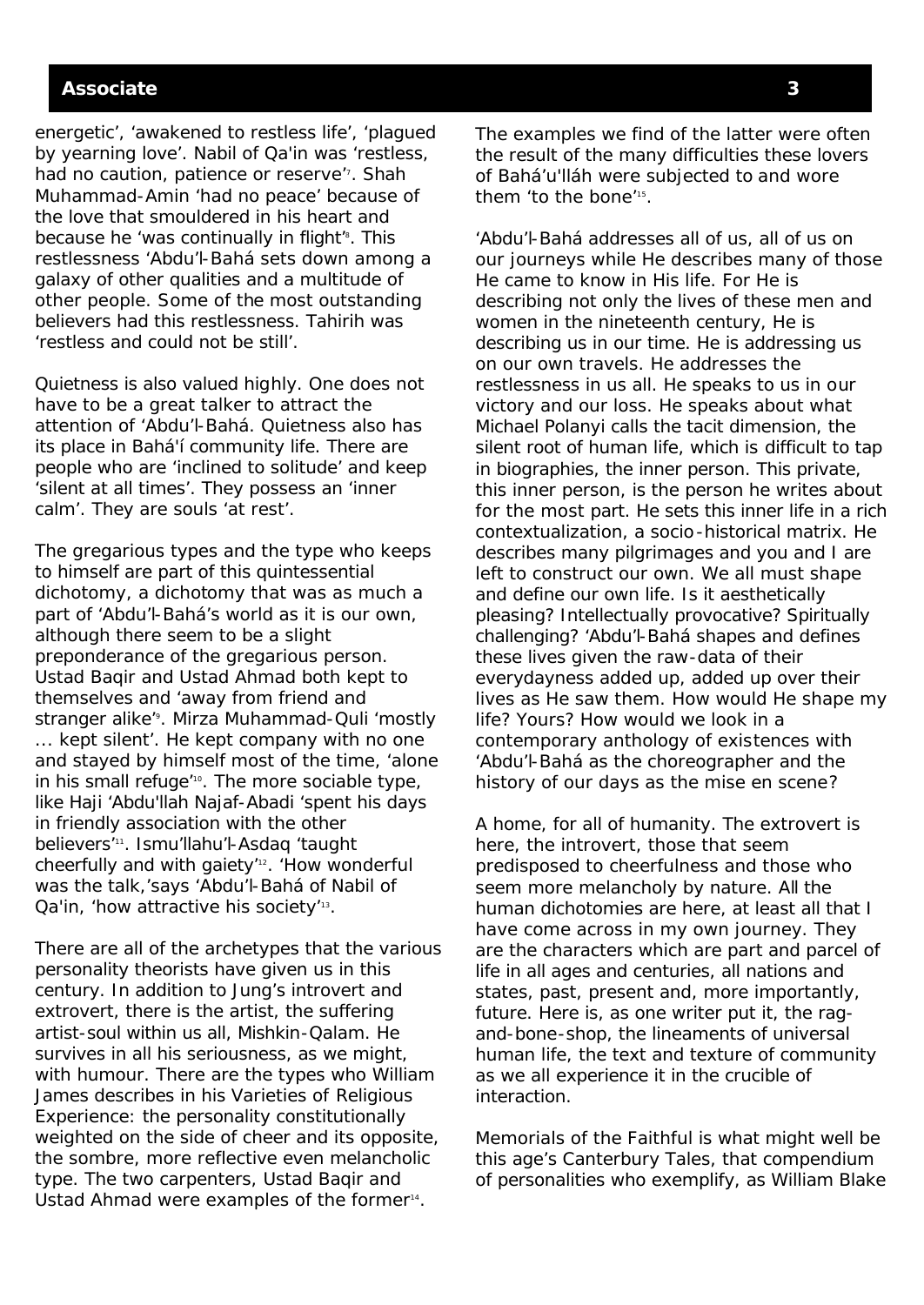energetic', 'awakened to restless life', 'plagued by yearning love'. Nabil of Qa'in was 'restless, had no caution, patience or reserve'[7]. Shah Muhammad-Amin 'had no peace' because of the love that smouldered in his heart and because he 'was continually in flight'[8]. This restlessness 'Abdu'l-Bahá sets down among a galaxy of other qualities and a multitude of other people. Some of the most outstanding believers had this restlessness. Tahirih was 'restless and could not be still'.

Quietness is also valued highly. One does not have to be a great talker to attract the attention of 'Abdu'l-Bahá. Quietness also has its place in Bahá'í community life. There are people who are 'inclined to solitude' and keep 'silent at all times'. They possess an 'inner calm'. They are souls 'at rest'.

The gregarious types and the type who keeps to himself are part of this quintessential dichotomy, a dichotomy that was as much a part of 'Abdu'l-Bahá's world as it is our own, although there seem to be a slight preponderance of the gregarious person. Ustad Baqir and Ustad Ahmad both kept to themselves and 'away from friend and stranger alike'[9]. Mirza Muhammad-Quli 'mostly ... kept silent'. He kept company with no one and stayed by himself most of the time, 'alone in his small refuge'[10]. The more sociable type, like Haji 'Abdu'llah Najaf-Abadi 'spent his days in friendly association with the other believers'[11]. Ismu'llahu'l-Asdaq 'taught cheerfully and with gaiety'[12]. 'How wonderful was the talk,'says 'Abdu'l-Bahá of Nabil of Qa'in, 'how attractive his society'[13].

There are all of the archetypes that the various personality theorists have given us in this century. In addition to Jung's introvert and extrovert, there is the artist, the suffering artist-soul within us all, Mishkin-Qalam. He survives in all his seriousness, as we might, with humour. There are the types who William James describes in his Varieties of Religious Experience: the personality constitutionally weighted on the side of cheer and its opposite, the sombre, more reflective even melancholic type. The two carpenters, Ustad Baqir and Ustad Ahmad were examples of the former[14]. The examples we find of the latter were often the result of the many difficulties these lovers of Bahá'u'lláh were subjected to and wore them 'to the bone'[15].

'Abdu'l-Bahá addresses all of us, all of us on our journeys while He describes many of those He came to know in His life. For He is describing not only the lives of these men and women in the nineteenth century, He is describing us in our time. He is addressing us on our own travels. He addresses the restlessness in us all. He speaks to us in our victory and our loss. He speaks about what Michael Polanyi calls the tacit dimension, the silent root of human life, which is difficult to tap in biographies, the inner person. This private, this inner person, is the person he writes about for the most part. He sets this inner life in a rich contextualization, a socio-historical matrix. He describes many pilgrimages and you and I are left to construct our own. We all must shape and define our own life. Is it aesthetically pleasing? Intellectually provocative? Spiritually challenging? 'Abdu'l-Bahá shapes and defines these lives given the raw-data of their everydayness added up, added up over their lives as He saw them. How would He shape my life? Yours? How would we look in a contemporary anthology of existences with 'Abdu'l-Bahá as the choreographer and the history of our days as the mise en scene?

A home, for all of humanity. The extrovert is here, the introvert, those that seem predisposed to cheerfulness and those who seem more melancholy by nature. All the human dichotomies are here, at least all that I have come across in my own journey. They are the characters which are part and parcel of life in all ages and centuries, all nations and states, past, present and, more importantly, future. Here is, as one writer put it, the rag-and-bone-shop, the lineaments of universal human life, the text and texture of community as we all experience it in the crucible of interaction.

Memorials of the Faithful is what might well be this age's Canterbury Tales, that compendium of personalities who exemplify, as William Blake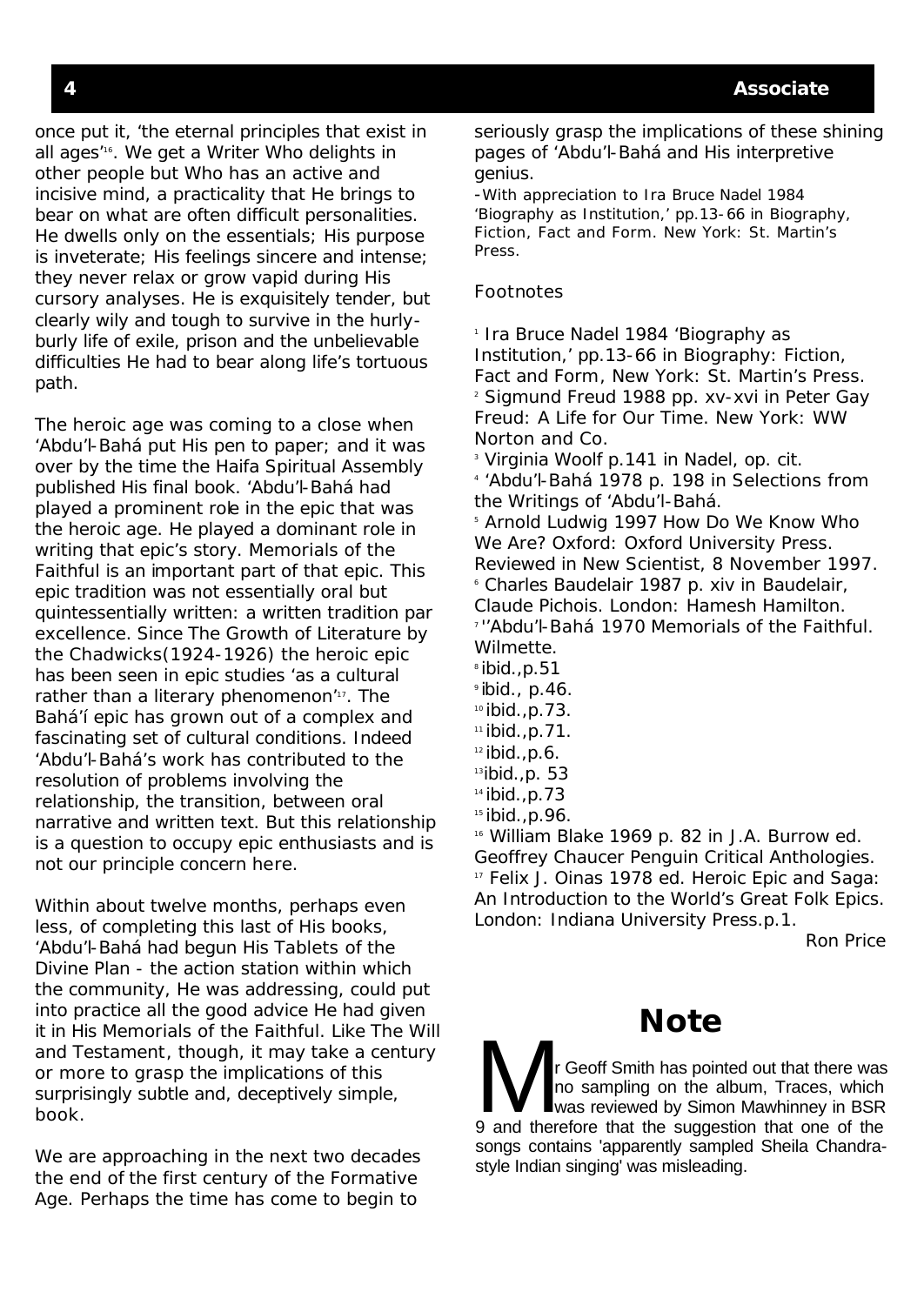once put it, 'the eternal principles that exist in all ages'[16]. We get a Writer Who delights in other people but Who has an active and incisive mind, a practicality that He brings to bear on what are often difficult personalities. He dwells only on the essentials; His purpose is inveterate; His feelings sincere and intense; they never relax or grow vapid during His cursory analyses. He is exquisitely tender, but clearly wily and tough to survive in the hurly-burly life of exile, prison and the unbelievable difficulties He had to bear along life's tortuous path.

The heroic age was coming to a close when 'Abdu'l-Bahá put His pen to paper; and it was over by the time the Haifa Spiritual Assembly published His final book. 'Abdu'l-Bahá had played a prominent role in the epic that was the heroic age. He played a dominant role in writing that epic's story. Memorials of the Faithful is an important part of that epic. This epic tradition was not essentially oral but quintessentially written: a written tradition par excellence. Since The Growth of Literature by the Chadwicks(1924-1926) the heroic epic has been seen in epic studies 'as a cultural rather than a literary phenomenon'[17]. The Bahá'í epic has grown out of a complex and fascinating set of cultural conditions. Indeed 'Abdu'l-Bahá's work has contributed to the resolution of problems involving the relationship, the transition, between oral narrative and written text. But this relationship is a question to occupy epic enthusiasts and is not our principle concern here.

Within about twelve months, perhaps even less, of completing this last of His books, 'Abdu'l-Bahá had begun His Tablets of the Divine Plan - the action station within which the community, He was addressing, could put into practice all the good advice He had given it in His Memorials of the Faithful. Like The Will and Testament, though, it may take a century or more to grasp the implications of this surprisingly subtle and, deceptively simple, book.

We are approaching in the next two decades the end of the first century of the Formative Age. Perhaps the time has come to begin to seriously grasp the implications of these shining pages of 'Abdu'l-Bahá and His interpretive genius.

-With appreciation to Ira Bruce Nadel 1984 'Biography as Institution,' pp.13-66 in Biography, Fiction, Fact and Form. New York: St. Martin's Press.

Footnotes

[1] Ira Bruce Nadel 1984 'Biography as Institution,' pp.13-66 in Biography: Fiction, Fact and Form, New York: St. Martin's Press.
[2] Sigmund Freud 1988 pp. xv-xvi in Peter Gay Freud: A Life for Our Time. New York: WW Norton and Co.
[3] Virginia Woolf p.141 in Nadel, op. cit.
[4] 'Abdu'l-Bahá 1978 p. 198 in Selections from the Writings of 'Abdu'l-Bahá.
[5] Arnold Ludwig 1997 How Do We Know Who We Are? Oxford: Oxford University Press. Reviewed in New Scientist, 8 November 1997.
[6] Charles Baudelair 1987 p. xiv in Baudelair, Claude Pichois. London: Hamesh Hamilton.
[7] ''Abdu'l-Bahá 1970 Memorials of the Faithful. Wilmette.
[8] ibid.,p.51
[9] ibid., p.46.
[10] ibid.,p.73.
[11] ibid.,p.71.
[12] ibid.,p.6.
[13] ibid.,p. 53
[14] ibid.,p.73
[15] ibid.,p.96.
[16] William Blake 1969 p. 82 in J.A. Burrow ed. Geoffrey Chaucer Penguin Critical Anthologies.
[17] Felix J. Oinas 1978 ed. Heroic Epic and Saga: An Introduction to the World's Great Folk Epics. London: Indiana University Press.p.1.

Ron Price

# Note

Mr Geoff Smith has pointed out that there was no sampling on the album, Traces, which was reviewed by Simon Mawhinney in BSR 9 and therefore that the suggestion that one of the songs contains 'apparently sampled Sheila Chandra-style Indian singing' was misleading.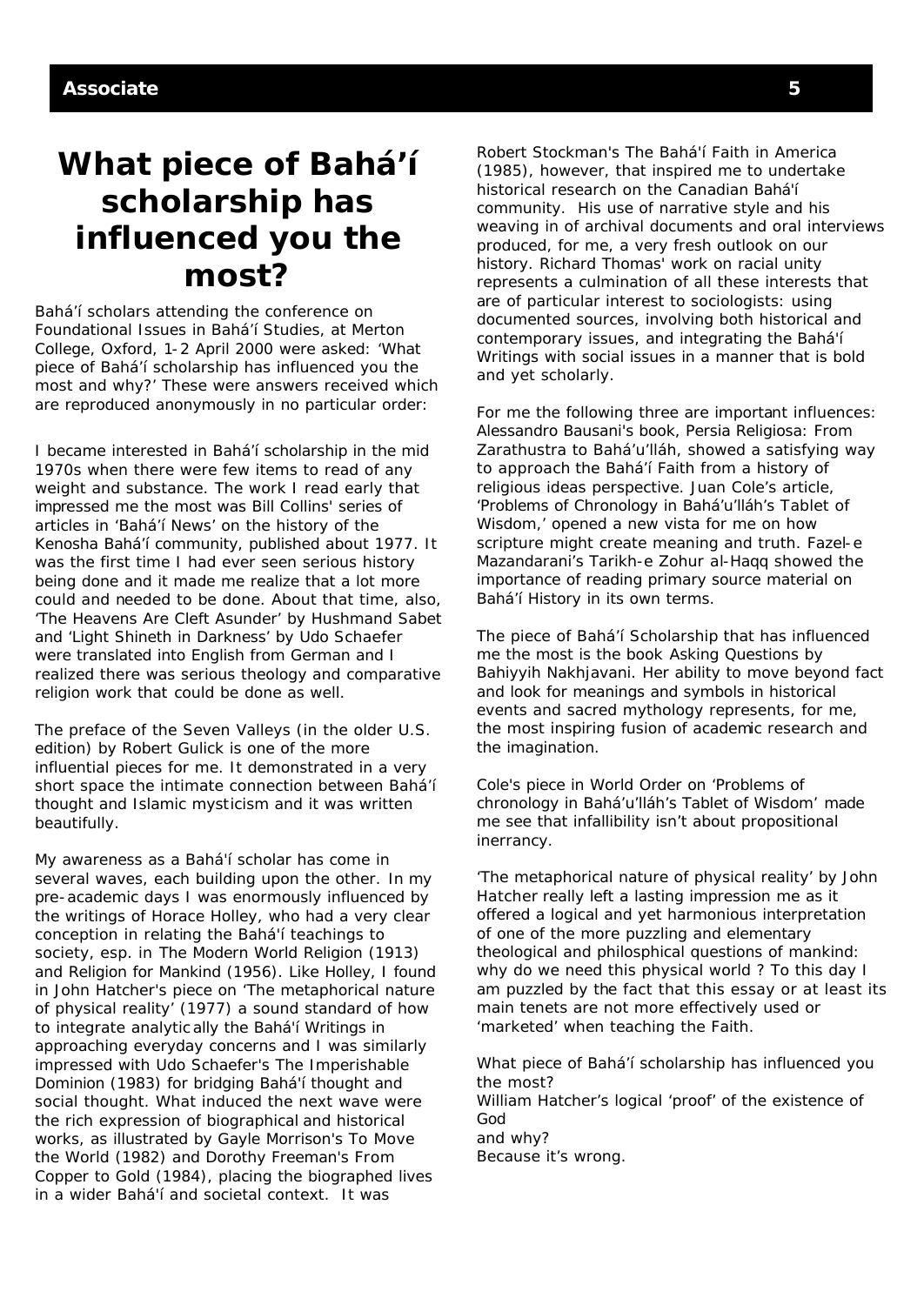# What piece of Bahá'í scholarship has influenced you the most?

Bahá'í scholars attending the conference on Foundational Issues in Bahá'í Studies, at Merton College, Oxford, 1-2 April 2000 were asked: 'What piece of Bahá'í scholarship has influenced you the most and why?' These were answers received which are reproduced anonymously in no particular order:

I became interested in Bahá'í scholarship in the mid 1970s when there were few items to read of any weight and substance. The work I read early that impressed me the most was Bill Collins' series of articles in 'Bahá'í News' on the history of the Kenosha Bahá'í community, published about 1977. It was the first time I had ever seen serious history being done and it made me realize that a lot more could and needed to be done. About that time, also, 'The Heavens Are Cleft Asunder' by Hushmand Sabet and 'Light Shineth in Darkness' by Udo Schaefer were translated into English from German and I realized there was serious theology and comparative religion work that could be done as well.

The preface of the Seven Valleys (in the older U.S. edition) by Robert Gulick is one of the more influential pieces for me. It demonstrated in a very short space the intimate connection between Bahá'í thought and Islamic mysticism and it was written beautifully.

My awareness as a Bahá'í scholar has come in several waves, each building upon the other. In my pre-academic days I was enormously influenced by the writings of Horace Holley, who had a very clear conception in relating the Bahá'í teachings to society, esp. in The Modern World Religion (1913) and Religion for Mankind (1956). Like Holley, I found in John Hatcher's piece on 'The metaphorical nature of physical reality' (1977) a sound standard of how to integrate analytically the Bahá'í Writings in approaching everyday concerns and I was similarly impressed with Udo Schaefer's The Imperishable Dominion (1983) for bridging Bahá'í thought and social thought. What induced the next wave were the rich expression of biographical and historical works, as illustrated by Gayle Morrison's To Move the World (1982) and Dorothy Freeman's From Copper to Gold (1984), placing the biographed lives in a wider Bahá'í and societal context. It was Robert Stockman's The Bahá'í Faith in America (1985), however, that inspired me to undertake historical research on the Canadian Bahá'í community. His use of narrative style and his weaving in of archival documents and oral interviews produced, for me, a very fresh outlook on our history. Richard Thomas' work on racial unity represents a culmination of all these interests that are of particular interest to sociologists: using documented sources, involving both historical and contemporary issues, and integrating the Bahá'í Writings with social issues in a manner that is bold and yet scholarly.

For me the following three are important influences: Alessandro Bausani's book, Persia Religiosa: From Zarathustra to Bahá'u'lláh, showed a satisfying way to approach the Bahá'í Faith from a history of religious ideas perspective. Juan Cole's article, 'Problems of Chronology in Bahá'u'lláh's Tablet of Wisdom,' opened a new vista for me on how scripture might create meaning and truth. Fazel-e Mazandarani's Tarikh-e Zohur al-Haqq showed the importance of reading primary source material on Bahá'í History in its own terms.

The piece of Bahá'í Scholarship that has influenced me the most is the book Asking Questions by Bahiyyih Nakhjavani. Her ability to move beyond fact and look for meanings and symbols in historical events and sacred mythology represents, for me, the most inspiring fusion of academic research and the imagination.

Cole's piece in World Order on 'Problems of chronology in Bahá'u'lláh's Tablet of Wisdom' made me see that infallibility isn't about propositional inerrancy.

'The metaphorical nature of physical reality' by John Hatcher really left a lasting impression me as it offered a logical and yet harmonious interpretation of one of the more puzzling and elementary theological and philosphical questions of mankind: why do we need this physical world ? To this day I am puzzled by the fact that this essay or at least its main tenets are not more effectively used or 'marketed' when teaching the Faith.

What piece of Bahá'í scholarship has influenced you the most?
William Hatcher's logical 'proof' of the existence of God
and why?
Because it's wrong.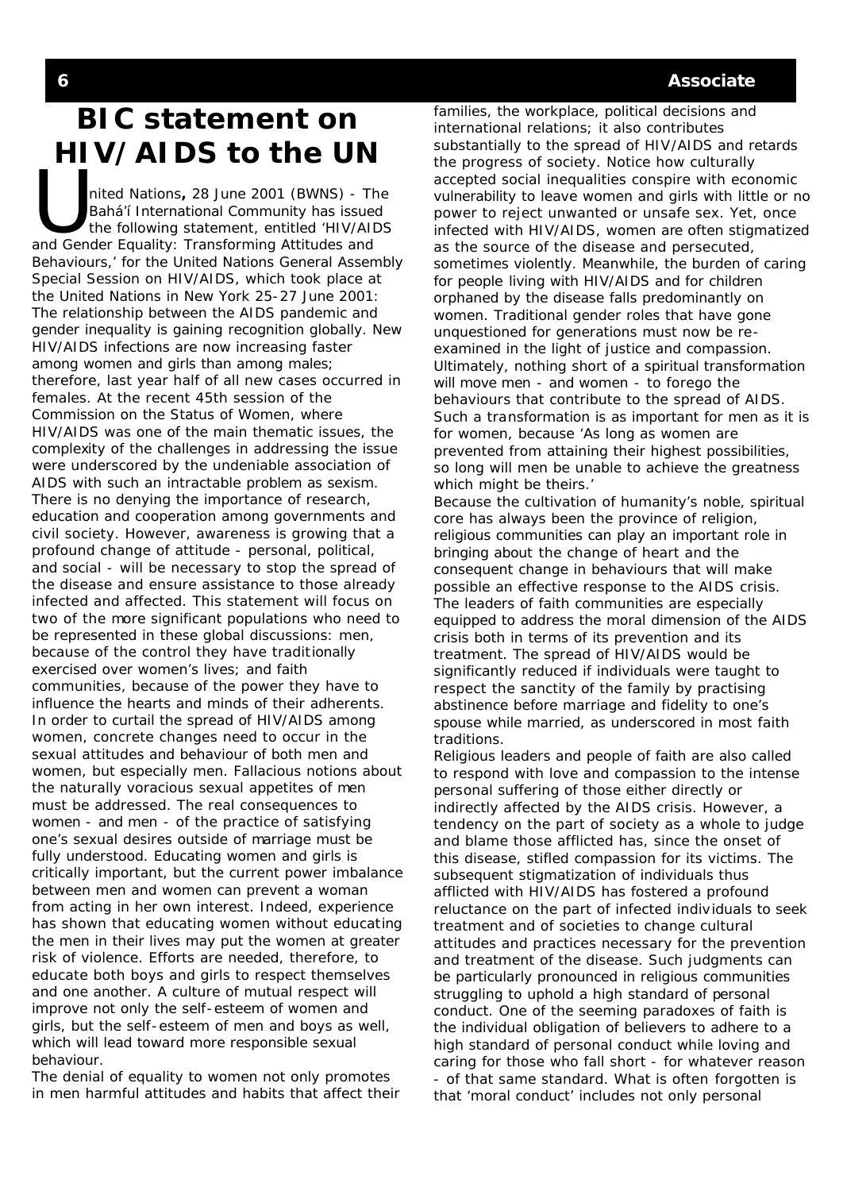# BIC statement on HIV/AIDS to the UN

United Nations, 28 June 2001 (BWNS) - The Bahá'í International Community has issued the following statement, entitled 'HIV/AIDS and Gender Equality: Transforming Attitudes and Behaviours,' for the United Nations General Assembly Special Session on HIV/AIDS, which took place at the United Nations in New York 25-27 June 2001:

The relationship between the AIDS pandemic and gender inequality is gaining recognition globally. New HIV/AIDS infections are now increasing faster among women and girls than among males; therefore, last year half of all new cases occurred in females. At the recent 45th session of the Commission on the Status of Women, where HIV/AIDS was one of the main thematic issues, the complexity of the challenges in addressing the issue were underscored by the undeniable association of AIDS with such an intractable problem as sexism. There is no denying the importance of research, education and cooperation among governments and civil society. However, awareness is growing that a profound change of attitude - personal, political, and social - will be necessary to stop the spread of the disease and ensure assistance to those already infected and affected. This statement will focus on two of the more significant populations who need to be represented in these global discussions: men, because of the control they have traditionally exercised over women's lives; and faith communities, because of the power they have to influence the hearts and minds of their adherents.

In order to curtail the spread of HIV/AIDS among women, concrete changes need to occur in the sexual attitudes and behaviour of both men and women, but especially men. Fallacious notions about the naturally voracious sexual appetites of men must be addressed. The real consequences to women - and men - of the practice of satisfying one's sexual desires outside of marriage must be fully understood. Educating women and girls is critically important, but the current power imbalance between men and women can prevent a woman from acting in her own interest. Indeed, experience has shown that educating women without educating the men in their lives may put the women at greater risk of violence. Efforts are needed, therefore, to educate both boys and girls to respect themselves and one another. A culture of mutual respect will improve not only the self-esteem of women and girls, but the self-esteem of men and boys as well, which will lead toward more responsible sexual behaviour.

The denial of equality to women not only promotes in men harmful attitudes and habits that affect their families, the workplace, political decisions and international relations; it also contributes substantially to the spread of HIV/AIDS and retards the progress of society. Notice how culturally accepted social inequalities conspire with economic vulnerability to leave women and girls with little or no power to reject unwanted or unsafe sex. Yet, once infected with HIV/AIDS, women are often stigmatized as the source of the disease and persecuted, sometimes violently. Meanwhile, the burden of caring for people living with HIV/AIDS and for children orphaned by the disease falls predominantly on women. Traditional gender roles that have gone unquestioned for generations must now be re-examined in the light of justice and compassion. Ultimately, nothing short of a spiritual transformation will move men - and women - to forego the behaviours that contribute to the spread of AIDS. Such a transformation is as important for men as it is for women, because 'As long as women are prevented from attaining their highest possibilities, so long will men be unable to achieve the greatness which might be theirs.'

Because the cultivation of humanity's noble, spiritual core has always been the province of religion, religious communities can play an important role in bringing about the change of heart and the consequent change in behaviours that will make possible an effective response to the AIDS crisis. The leaders of faith communities are especially equipped to address the moral dimension of the AIDS crisis both in terms of its prevention and its treatment. The spread of HIV/AIDS would be significantly reduced if individuals were taught to respect the sanctity of the family by practising abstinence before marriage and fidelity to one's spouse while married, as underscored in most faith traditions.

Religious leaders and people of faith are also called to respond with love and compassion to the intense personal suffering of those either directly or indirectly affected by the AIDS crisis. However, a tendency on the part of society as a whole to judge and blame those afflicted has, since the onset of this disease, stifled compassion for its victims. The subsequent stigmatization of individuals thus afflicted with HIV/AIDS has fostered a profound reluctance on the part of infected individuals to seek treatment and of societies to change cultural attitudes and practices necessary for the prevention and treatment of the disease. Such judgments can be particularly pronounced in religious communities struggling to uphold a high standard of personal conduct. One of the seeming paradoxes of faith is the individual obligation of believers to adhere to a high standard of personal conduct while loving and caring for those who fall short - for whatever reason - of that same standard. What is often forgotten is that 'moral conduct' includes not only personal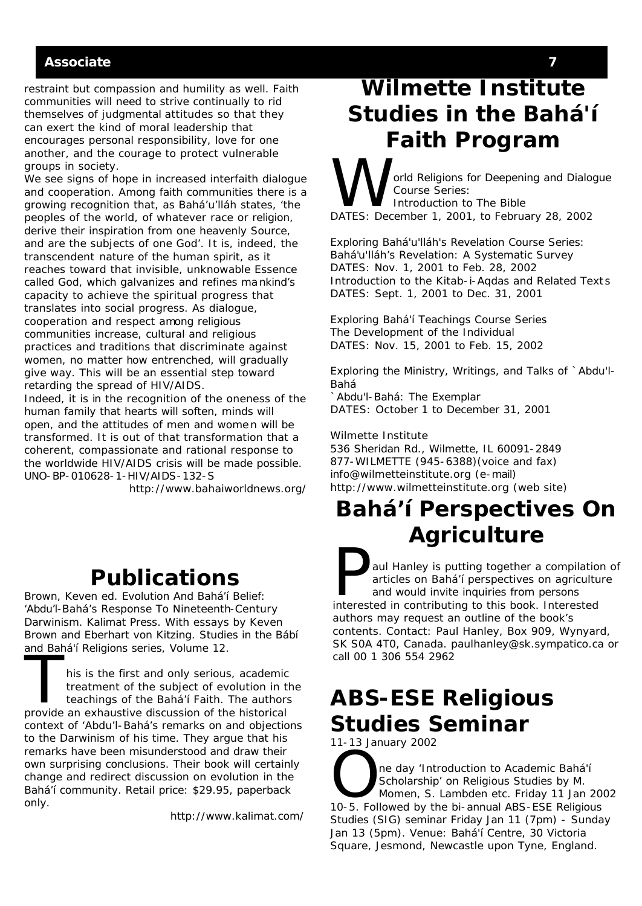restraint but compassion and humility as well. Faith communities will need to strive continually to rid themselves of judgmental attitudes so that they can exert the kind of moral leadership that encourages personal responsibility, love for one another, and the courage to protect vulnerable groups in society.

We see signs of hope in increased interfaith dialogue and cooperation. Among faith communities there is a growing recognition that, as Bahá'u'lláh states, 'the peoples of the world, of whatever race or religion, derive their inspiration from one heavenly Source, and are the subjects of one God'. It is, indeed, the transcendent nature of the human spirit, as it reaches toward that invisible, unknowable Essence called God, which galvanizes and refines mankind's capacity to achieve the spiritual progress that translates into social progress. As dialogue, cooperation and respect among religious communities increase, cultural and religious practices and traditions that discriminate against women, no matter how entrenched, will gradually give way. This will be an essential step toward retarding the spread of HIV/AIDS.

Indeed, it is in the recognition of the oneness of the human family that hearts will soften, minds will open, and the attitudes of men and women will be transformed. It is out of that transformation that a coherent, compassionate and rational response to the worldwide HIV/AIDS crisis will be made possible.

UNO-BP-010628-1-HIV/AIDS-132-S

http://www.bahaiworldnews.org/

# Publications

Brown, Keven ed. Evolution And Bahá'í Belief: 'Abdu'l-Bahá's Response To Nineteenth-Century Darwinism. Kalimat Press. With essays by Keven Brown and Eberhart von Kitzing. Studies in the Bábí and Bahá'í Religions series, Volume 12.

This is the first and only serious, academic treatment of the subject of evolution in the teachings of the Bahá'í Faith. The authors provide an exhaustive discussion of the historical context of 'Abdu'l-Bahá's remarks on and objections to the Darwinism of his time. They argue that his remarks have been misunderstood and draw their own surprising conclusions. Their book will certainly change and redirect discussion on evolution in the Bahá'í community. Retail price: $29.95, paperback only.

http://www.kalimat.com/

# Wilmette Institute Studies in the Bahá'í Faith Program

World Religions for Deepening and Dialogue Course Series:
Introduction to The Bible
DATES: December 1, 2001, to February 28, 2002

Exploring Bahá'u'lláh's Revelation Course Series:
Bahá'u'lláh's Revelation: A Systematic Survey
DATES: Nov. 1, 2001 to Feb. 28, 2002
Introduction to the Kitab-i-Aqdas and Related Texts
DATES: Sept. 1, 2001 to Dec. 31, 2001

Exploring Bahá'í Teachings Course Series
The Development of the Individual
DATES: Nov. 15, 2001 to Feb. 15, 2002

Exploring the Ministry, Writings, and Talks of `Abdu'l-Bahá
`Abdu'l-Bahá: The Exemplar
DATES: October 1 to December 31, 2001

Wilmette Institute
536 Sheridan Rd., Wilmette, IL 60091-2849
877-WILMETTE (945-6388)(voice and fax)
info@wilmetteinstitute.org (e-mail)
http://www.wilmetteinstitute.org (web site)

# Bahá'í Perspectives On Agriculture

Paul Hanley is putting together a compilation of articles on Bahá'í perspectives on agriculture and would invite inquiries from persons interested in contributing to this book. Interested authors may request an outline of the book's contents. Contact: Paul Hanley, Box 909, Wynyard, SK S0A 4T0, Canada. paulhanley@sk.sympatico.ca or call 00 1 306 554 2962

# ABS-ESE Religious Studies Seminar

11-13 January 2002

One day 'Introduction to Academic Bahá'í Scholarship' on Religious Studies by M. Momen, S. Lambden etc. Friday 11 Jan 2002 10-5. Followed by the bi-annual ABS-ESE Religious Studies (SIG) seminar Friday Jan 11 (7pm) - Sunday Jan 13 (5pm). Venue: Bahá'í Centre, 30 Victoria Square, Jesmond, Newcastle upon Tyne, England.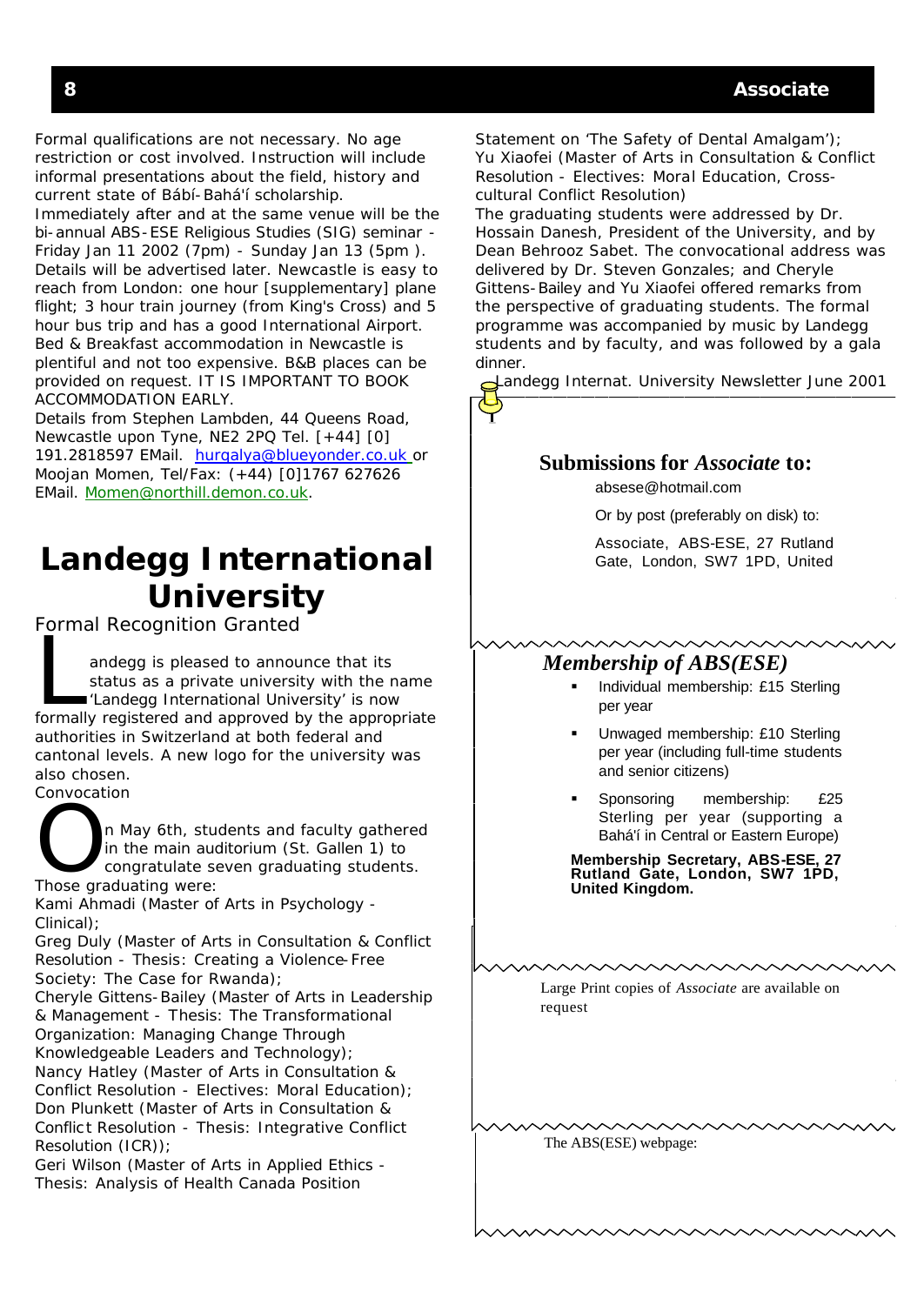Formal qualifications are not necessary. No age restriction or cost involved. Instruction will include informal presentations about the field, history and current state of Bábí-Bahá'í scholarship.

Immediately after and at the same venue will be the bi-annual ABS-ESE Religious Studies (SIG) seminar - Friday Jan 11 2002 (7pm) - Sunday Jan 13 (5pm ). Details will be advertised later. Newcastle is easy to reach from London: one hour [supplementary] plane flight; 3 hour train journey (from King's Cross) and 5 hour bus trip and has a good International Airport. Bed & Breakfast accommodation in Newcastle is plentiful and not too expensive. B&B places can be provided on request. IT IS IMPORTANT TO BOOK ACCOMMODATION EARLY.

Details from Stephen Lambden, 44 Queens Road, Newcastle upon Tyne, NE2 2PQ Tel. [+44] [0] 191.2818597 EMail. hurqalya@blueyonder.co.uk or Moojan Momen, Tel/Fax: (+44) [0]1767 627626 EMail. Momen@northill.demon.co.uk.

# Landegg International University

## Formal Recognition Granted

Landegg is pleased to announce that its status as a private university with the name 'Landegg International University' is now formally registered and approved by the appropriate authorities in Switzerland at both federal and cantonal levels. A new logo for the university was also chosen.

## Convocation

On May 6th, students and faculty gathered in the main auditorium (St. Gallen 1) to congratulate seven graduating students. Those graduating were:

Kami Ahmadi (Master of Arts in Psychology - Clinical);

Greg Duly (Master of Arts in Consultation & Conflict Resolution - Thesis: Creating a Violence-Free Society: The Case for Rwanda);

Cheryle Gittens-Bailey (Master of Arts in Leadership & Management - Thesis: The Transformational Organization: Managing Change Through Knowledgeable Leaders and Technology);

Nancy Hatley (Master of Arts in Consultation & Conflict Resolution - Electives: Moral Education);

Don Plunkett (Master of Arts in Consultation & Conflict Resolution - Thesis: Integrative Conflict Resolution (ICR));

Geri Wilson (Master of Arts in Applied Ethics - Thesis: Analysis of Health Canada Position Statement on 'The Safety of Dental Amalgam');

Yu Xiaofei (Master of Arts in Consultation & Conflict Resolution - Electives: Moral Education, Cross-cultural Conflict Resolution)

The graduating students were addressed by Dr. Hossain Danesh, President of the University, and by Dean Behrooz Sabet. The convocational address was delivered by Dr. Steven Gonzales; and Cheryle Gittens-Bailey and Yu Xiaofei offered remarks from the perspective of graduating students. The formal programme was accompanied by music by Landegg students and by faculty, and was followed by a gala dinner.

Landegg Internat. University Newsletter June 2001

---

**Submissions for *Associate* to:**

absese@hotmail.com

Or by post (preferably on disk) to:

Associate, ABS-ESE, 27 Rutland Gate, London, SW7 1PD, United

---

***Membership of ABS(ESE)***

- Individual membership: £15 Sterling per year
- Unwaged membership: £10 Sterling per year (including full-time students and senior citizens)
- Sponsoring membership: £25 Sterling per year (supporting a Bahá'í in Central or Eastern Europe)

**Membership Secretary, ABS-ESE, 27 Rutland Gate, London, SW7 1PD, United Kingdom.**

---

Large Print copies of *Associate* are available on request

---

The ABS(ESE) webpage: